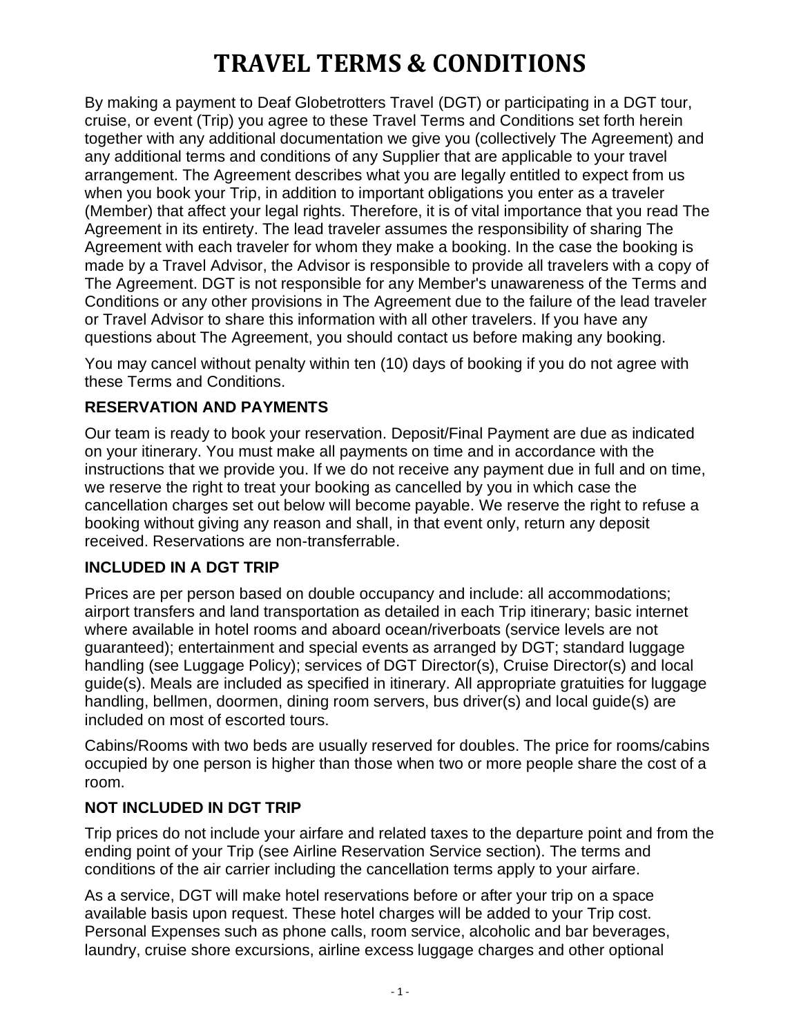# TRAVEL TERMS & CONDITIONS

By making a payment to Deaf Globetrotters Travel (DGT) or participating in a DGT tour, cruise, or event (Trip) you agree to these Travel Terms and Conditions set forth herein together with any additional documentation we give you (collectively The Agreement) and any additional terms and conditions of any Supplier that are applicable to your travel arrangement. The Agreement describes what you are legally entitled to expect from us when you book your Trip, in addition to important obligations you enter as a traveler (Member) that affect your legal rights. Therefore, it is of vital importance that you read The Agreement in its entirety. The lead traveler assumes the responsibility of sharing The Agreement with each traveler for whom they make a booking. In the case the booking is made by a Travel Advisor, the Advisor is responsible to provide all travelers with a copy of The Agreement. DGT is not responsible for any Member's unawareness of the Terms and Conditions or any other provisions in The Agreement due to the failure of the lead traveler or Travel Advisor to share this information with all other travelers. If you have any questions about The Agreement, you should contact us before making any booking.

You may cancel without penalty within ten (10) days of booking if you do not agree with these Terms and Conditions.

**RESERVATION AND PAYMENTS**

Our team is ready to book your reservation. Deposit/Final Payment are due as indicated on your itinerary. You must make all payments on time and in accordance with the instructions that we provide you. If we do not receive any payment due in full and on time, we reserve the right to treat your booking as cancelled by you in which case the cancellation charges set out below will become payable. We reserve the right to refuse a booking without giving any reason and shall, in that event only, return any deposit received. Reservations are non-transferrable.

**INCLUDED IN A DGT TRIP**

Prices are per person based on double occupancy and include: all accommodations; airport transfers and land transportation as detailed in each Trip itinerary; basic internet where available in hotel rooms and aboard ocean/riverboats (service levels are not guaranteed); entertainment and special events as arranged by DGT; standard luggage handling (see Luggage Policy); services of DGT Director(s), Cruise Director(s) and local guide(s). Meals are included as specified in itinerary. All appropriate gratuities for luggage handling, bellmen, doormen, dining room servers, bus driver(s) and local guide(s) are included on most of escorted tours.

Cabins/Rooms with two beds are usually reserved for doubles. The price for rooms/cabins occupied by one person is higher than those when two or more people share the cost of a room.

**NOT INCLUDED IN DGT TRIP**

Trip prices do not include your airfare and related taxes to the departure point and from the ending point of your Trip (see Airline Reservation Service section). The terms and conditions of the air carrier including the cancellation terms apply to your airfare.

As a service, DGT will make hotel reservations before or after your trip on a space available basis upon request. These hotel charges will be added to your Trip cost. Personal Expenses such as phone calls, room service, alcoholic and bar beverages, laundry, cruise shore excursions, airline excess luggage charges and other optional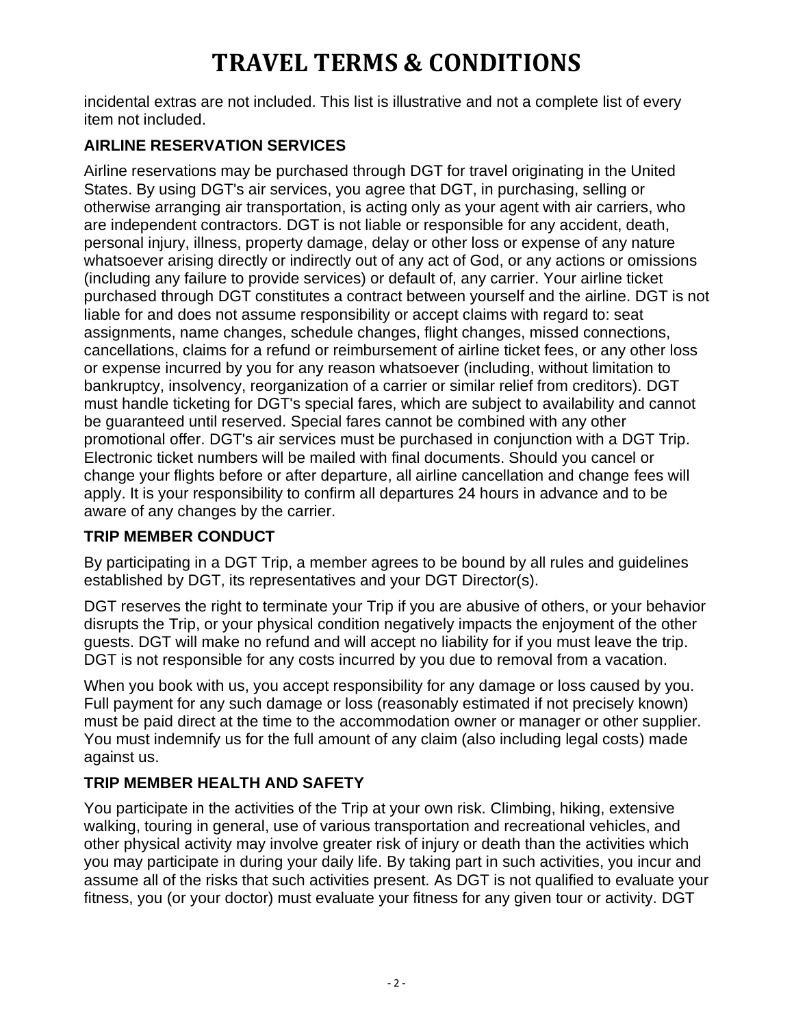# TRAVEL TERMS & CONDITIONS

incidental extras are not included. This list is illustrative and not a complete list of every item not included.

**AIRLINE RESERVATION SERVICES**

Airline reservations may be purchased through DGT for travel originating in the United States. By using DGT's air services, you agree that DGT, in purchasing, selling or otherwise arranging air transportation, is acting only as your agent with air carriers, who are independent contractors. DGT is not liable or responsible for any accident, death, personal injury, illness, property damage, delay or other loss or expense of any nature whatsoever arising directly or indirectly out of any act of God, or any actions or omissions (including any failure to provide services) or default of, any carrier. Your airline ticket purchased through DGT constitutes a contract between yourself and the airline. DGT is not liable for and does not assume responsibility or accept claims with regard to: seat assignments, name changes, schedule changes, flight changes, missed connections, cancellations, claims for a refund or reimbursement of airline ticket fees, or any other loss or expense incurred by you for any reason whatsoever (including, without limitation to bankruptcy, insolvency, reorganization of a carrier or similar relief from creditors). DGT must handle ticketing for DGT's special fares, which are subject to availability and cannot be guaranteed until reserved. Special fares cannot be combined with any other promotional offer. DGT's air services must be purchased in conjunction with a DGT Trip. Electronic ticket numbers will be mailed with final documents. Should you cancel or change your flights before or after departure, all airline cancellation and change fees will apply. It is your responsibility to confirm all departures 24 hours in advance and to be aware of any changes by the carrier.

**TRIP MEMBER CONDUCT**

By participating in a DGT Trip, a member agrees to be bound by all rules and guidelines established by DGT, its representatives and your DGT Director(s).

DGT reserves the right to terminate your Trip if you are abusive of others, or your behavior disrupts the Trip, or your physical condition negatively impacts the enjoyment of the other guests. DGT will make no refund and will accept no liability for if you must leave the trip. DGT is not responsible for any costs incurred by you due to removal from a vacation.

When you book with us, you accept responsibility for any damage or loss caused by you. Full payment for any such damage or loss (reasonably estimated if not precisely known) must be paid direct at the time to the accommodation owner or manager or other supplier. You must indemnify us for the full amount of any claim (also including legal costs) made against us.

**TRIP MEMBER HEALTH AND SAFETY**

You participate in the activities of the Trip at your own risk. Climbing, hiking, extensive walking, touring in general, use of various transportation and recreational vehicles, and other physical activity may involve greater risk of injury or death than the activities which you may participate in during your daily life. By taking part in such activities, you incur and assume all of the risks that such activities present. As DGT is not qualified to evaluate your fitness, you (or your doctor) must evaluate your fitness for any given tour or activity. DGT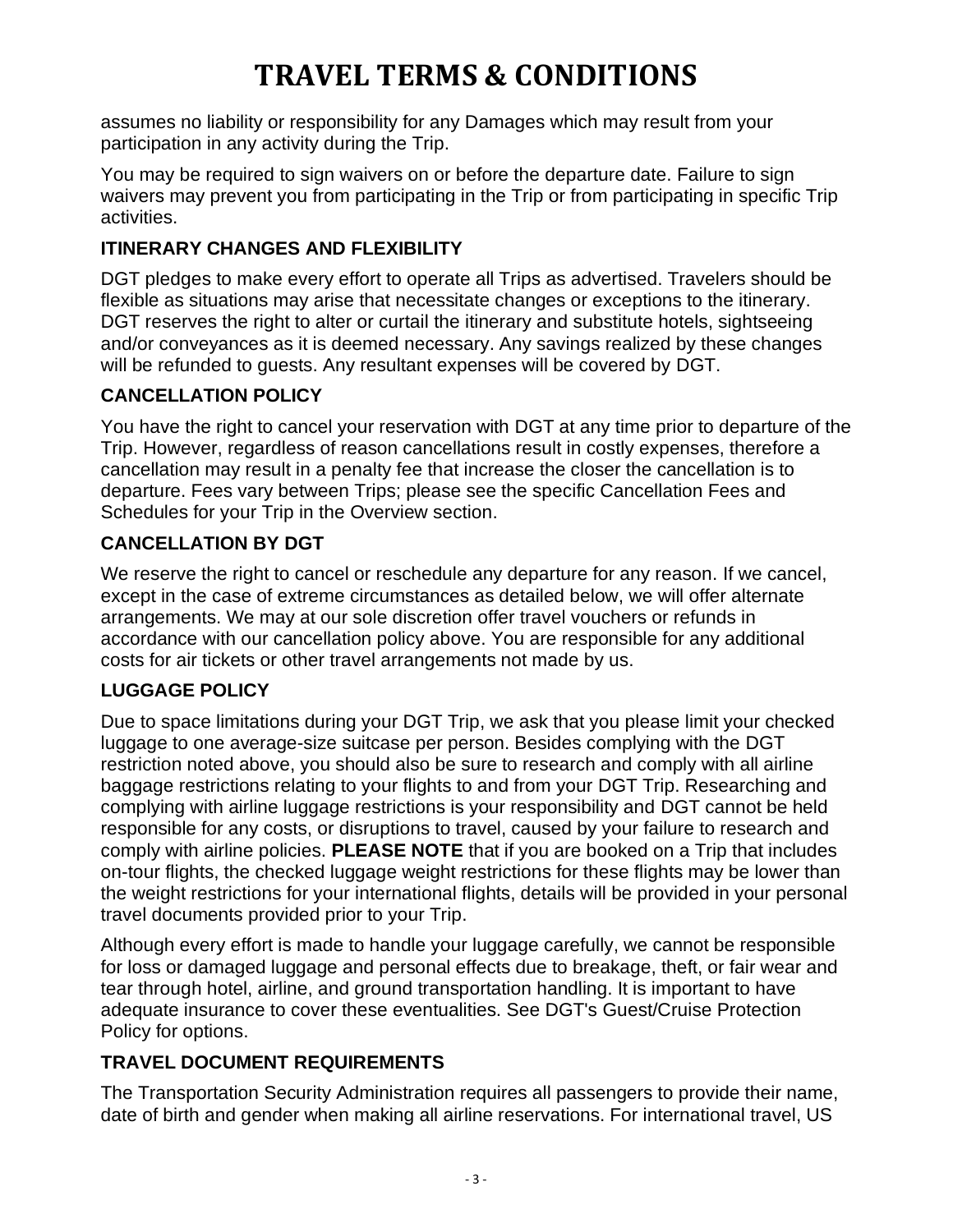# TRAVEL TERMS & CONDITIONS

assumes no liability or responsibility for any Damages which may result from your participation in any activity during the Trip.

You may be required to sign waivers on or before the departure date. Failure to sign waivers may prevent you from participating in the Trip or from participating in specific Trip activities.

### ITINERARY CHANGES AND FLEXIBILITY

DGT pledges to make every effort to operate all Trips as advertised. Travelers should be flexible as situations may arise that necessitate changes or exceptions to the itinerary. DGT reserves the right to alter or curtail the itinerary and substitute hotels, sightseeing and/or conveyances as it is deemed necessary. Any savings realized by these changes will be refunded to guests. Any resultant expenses will be covered by DGT.

### CANCELLATION POLICY

You have the right to cancel your reservation with DGT at any time prior to departure of the Trip. However, regardless of reason cancellations result in costly expenses, therefore a cancellation may result in a penalty fee that increase the closer the cancellation is to departure. Fees vary between Trips; please see the specific Cancellation Fees and Schedules for your Trip in the Overview section.

### CANCELLATION BY DGT

We reserve the right to cancel or reschedule any departure for any reason. If we cancel, except in the case of extreme circumstances as detailed below, we will offer alternate arrangements. We may at our sole discretion offer travel vouchers or refunds in accordance with our cancellation policy above. You are responsible for any additional costs for air tickets or other travel arrangements not made by us.

### LUGGAGE POLICY

Due to space limitations during your DGT Trip, we ask that you please limit your checked luggage to one average-size suitcase per person. Besides complying with the DGT restriction noted above, you should also be sure to research and comply with all airline baggage restrictions relating to your flights to and from your DGT Trip. Researching and complying with airline luggage restrictions is your responsibility and DGT cannot be held responsible for any costs, or disruptions to travel, caused by your failure to research and comply with airline policies. **PLEASE NOTE** that if you are booked on a Trip that includes on-tour flights, the checked luggage weight restrictions for these flights may be lower than the weight restrictions for your international flights, details will be provided in your personal travel documents provided prior to your Trip.

Although every effort is made to handle your luggage carefully, we cannot be responsible for loss or damaged luggage and personal effects due to breakage, theft, or fair wear and tear through hotel, airline, and ground transportation handling. It is important to have adequate insurance to cover these eventualities. See DGT's Guest/Cruise Protection Policy for options.

### TRAVEL DOCUMENT REQUIREMENTS

The Transportation Security Administration requires all passengers to provide their name, date of birth and gender when making all airline reservations. For international travel, US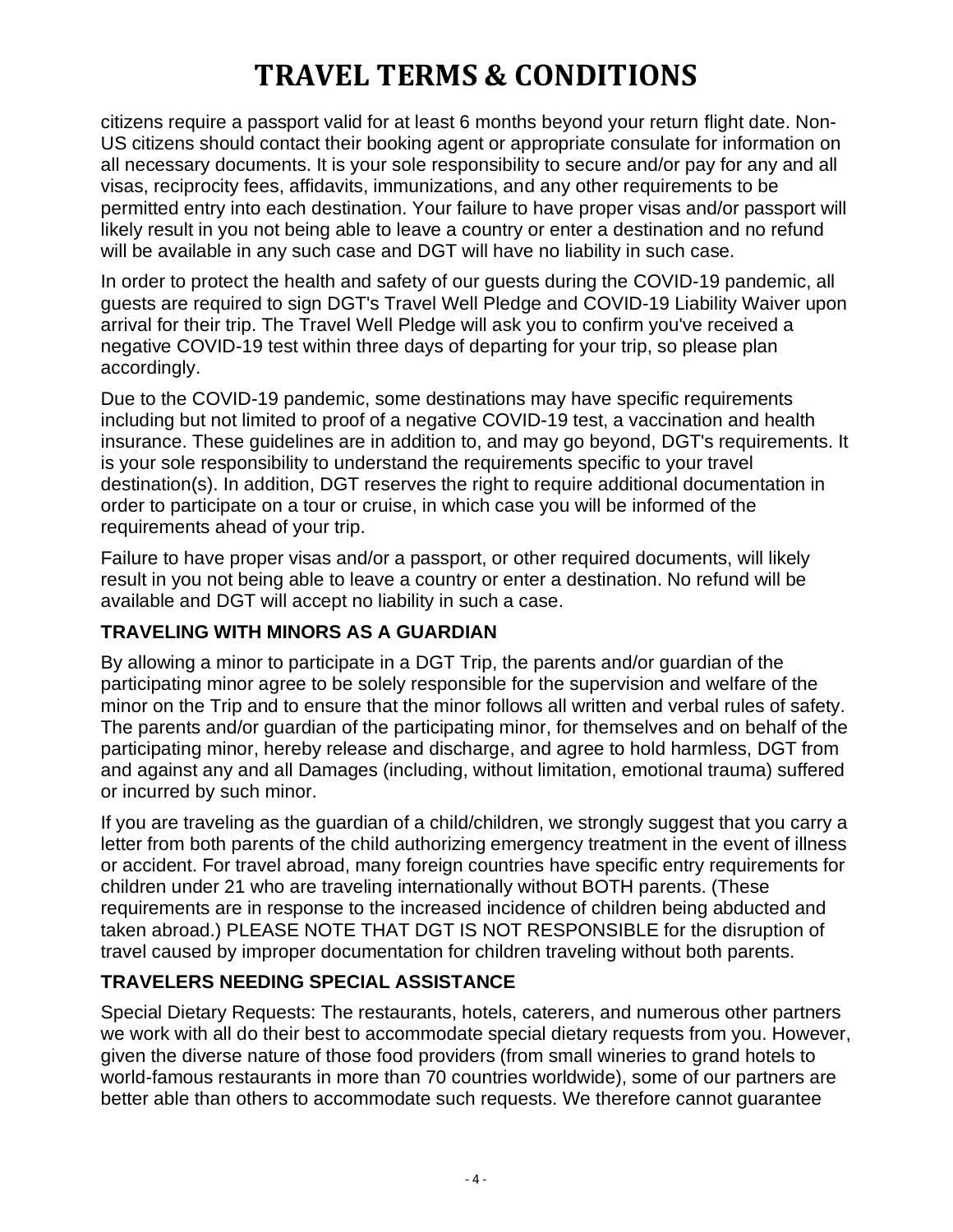# TRAVEL TERMS & CONDITIONS

citizens require a passport valid for at least 6 months beyond your return flight date. Non-US citizens should contact their booking agent or appropriate consulate for information on all necessary documents. It is your sole responsibility to secure and/or pay for any and all visas, reciprocity fees, affidavits, immunizations, and any other requirements to be permitted entry into each destination. Your failure to have proper visas and/or passport will likely result in you not being able to leave a country or enter a destination and no refund will be available in any such case and DGT will have no liability in such case.

In order to protect the health and safety of our guests during the COVID-19 pandemic, all guests are required to sign DGT's Travel Well Pledge and COVID-19 Liability Waiver upon arrival for their trip. The Travel Well Pledge will ask you to confirm you've received a negative COVID-19 test within three days of departing for your trip, so please plan accordingly.

Due to the COVID-19 pandemic, some destinations may have specific requirements including but not limited to proof of a negative COVID-19 test, a vaccination and health insurance. These guidelines are in addition to, and may go beyond, DGT's requirements. It is your sole responsibility to understand the requirements specific to your travel destination(s). In addition, DGT reserves the right to require additional documentation in order to participate on a tour or cruise, in which case you will be informed of the requirements ahead of your trip.

Failure to have proper visas and/or a passport, or other required documents, will likely result in you not being able to leave a country or enter a destination. No refund will be available and DGT will accept no liability in such a case.

**TRAVELING WITH MINORS AS A GUARDIAN**

By allowing a minor to participate in a DGT Trip, the parents and/or guardian of the participating minor agree to be solely responsible for the supervision and welfare of the minor on the Trip and to ensure that the minor follows all written and verbal rules of safety. The parents and/or guardian of the participating minor, for themselves and on behalf of the participating minor, hereby release and discharge, and agree to hold harmless, DGT from and against any and all Damages (including, without limitation, emotional trauma) suffered or incurred by such minor.

If you are traveling as the guardian of a child/children, we strongly suggest that you carry a letter from both parents of the child authorizing emergency treatment in the event of illness or accident. For travel abroad, many foreign countries have specific entry requirements for children under 21 who are traveling internationally without BOTH parents. (These requirements are in response to the increased incidence of children being abducted and taken abroad.) PLEASE NOTE THAT DGT IS NOT RESPONSIBLE for the disruption of travel caused by improper documentation for children traveling without both parents.

**TRAVELERS NEEDING SPECIAL ASSISTANCE**

Special Dietary Requests: The restaurants, hotels, caterers, and numerous other partners we work with all do their best to accommodate special dietary requests from you. However, given the diverse nature of those food providers (from small wineries to grand hotels to world-famous restaurants in more than 70 countries worldwide), some of our partners are better able than others to accommodate such requests. We therefore cannot guarantee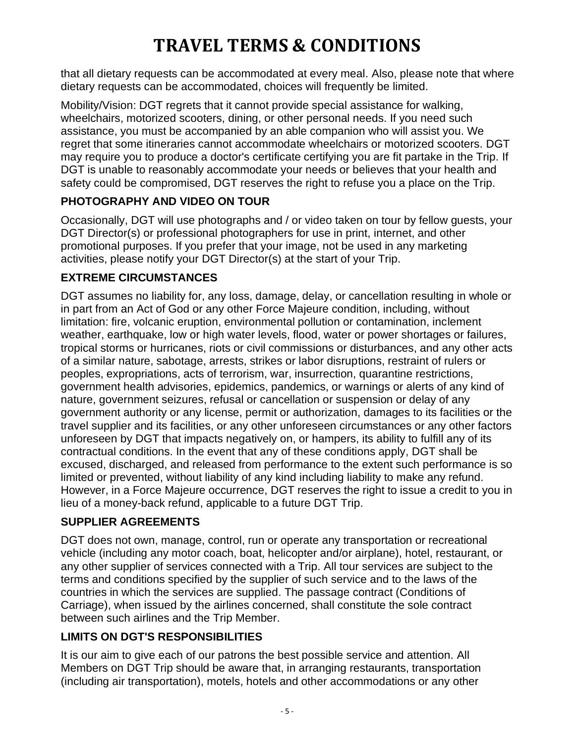# TRAVEL TERMS & CONDITIONS

that all dietary requests can be accommodated at every meal. Also, please note that where dietary requests can be accommodated, choices will frequently be limited.

Mobility/Vision: DGT regrets that it cannot provide special assistance for walking, wheelchairs, motorized scooters, dining, or other personal needs. If you need such assistance, you must be accompanied by an able companion who will assist you. We regret that some itineraries cannot accommodate wheelchairs or motorized scooters. DGT may require you to produce a doctor's certificate certifying you are fit partake in the Trip. If DGT is unable to reasonably accommodate your needs or believes that your health and safety could be compromised, DGT reserves the right to refuse you a place on the Trip.

**PHOTOGRAPHY AND VIDEO ON TOUR**

Occasionally, DGT will use photographs and / or video taken on tour by fellow guests, your DGT Director(s) or professional photographers for use in print, internet, and other promotional purposes. If you prefer that your image, not be used in any marketing activities, please notify your DGT Director(s) at the start of your Trip.

**EXTREME CIRCUMSTANCES**

DGT assumes no liability for, any loss, damage, delay, or cancellation resulting in whole or in part from an Act of God or any other Force Majeure condition, including, without limitation: fire, volcanic eruption, environmental pollution or contamination, inclement weather, earthquake, low or high water levels, flood, water or power shortages or failures, tropical storms or hurricanes, riots or civil commissions or disturbances, and any other acts of a similar nature, sabotage, arrests, strikes or labor disruptions, restraint of rulers or peoples, expropriations, acts of terrorism, war, insurrection, quarantine restrictions, government health advisories, epidemics, pandemics, or warnings or alerts of any kind of nature, government seizures, refusal or cancellation or suspension or delay of any government authority or any license, permit or authorization, damages to its facilities or the travel supplier and its facilities, or any other unforeseen circumstances or any other factors unforeseen by DGT that impacts negatively on, or hampers, its ability to fulfill any of its contractual conditions. In the event that any of these conditions apply, DGT shall be excused, discharged, and released from performance to the extent such performance is so limited or prevented, without liability of any kind including liability to make any refund. However, in a Force Majeure occurrence, DGT reserves the right to issue a credit to you in lieu of a money-back refund, applicable to a future DGT Trip.

**SUPPLIER AGREEMENTS**

DGT does not own, manage, control, run or operate any transportation or recreational vehicle (including any motor coach, boat, helicopter and/or airplane), hotel, restaurant, or any other supplier of services connected with a Trip. All tour services are subject to the terms and conditions specified by the supplier of such service and to the laws of the countries in which the services are supplied. The passage contract (Conditions of Carriage), when issued by the airlines concerned, shall constitute the sole contract between such airlines and the Trip Member.

**LIMITS ON DGT'S RESPONSIBILITIES**

It is our aim to give each of our patrons the best possible service and attention. All Members on DGT Trip should be aware that, in arranging restaurants, transportation (including air transportation), motels, hotels and other accommodations or any other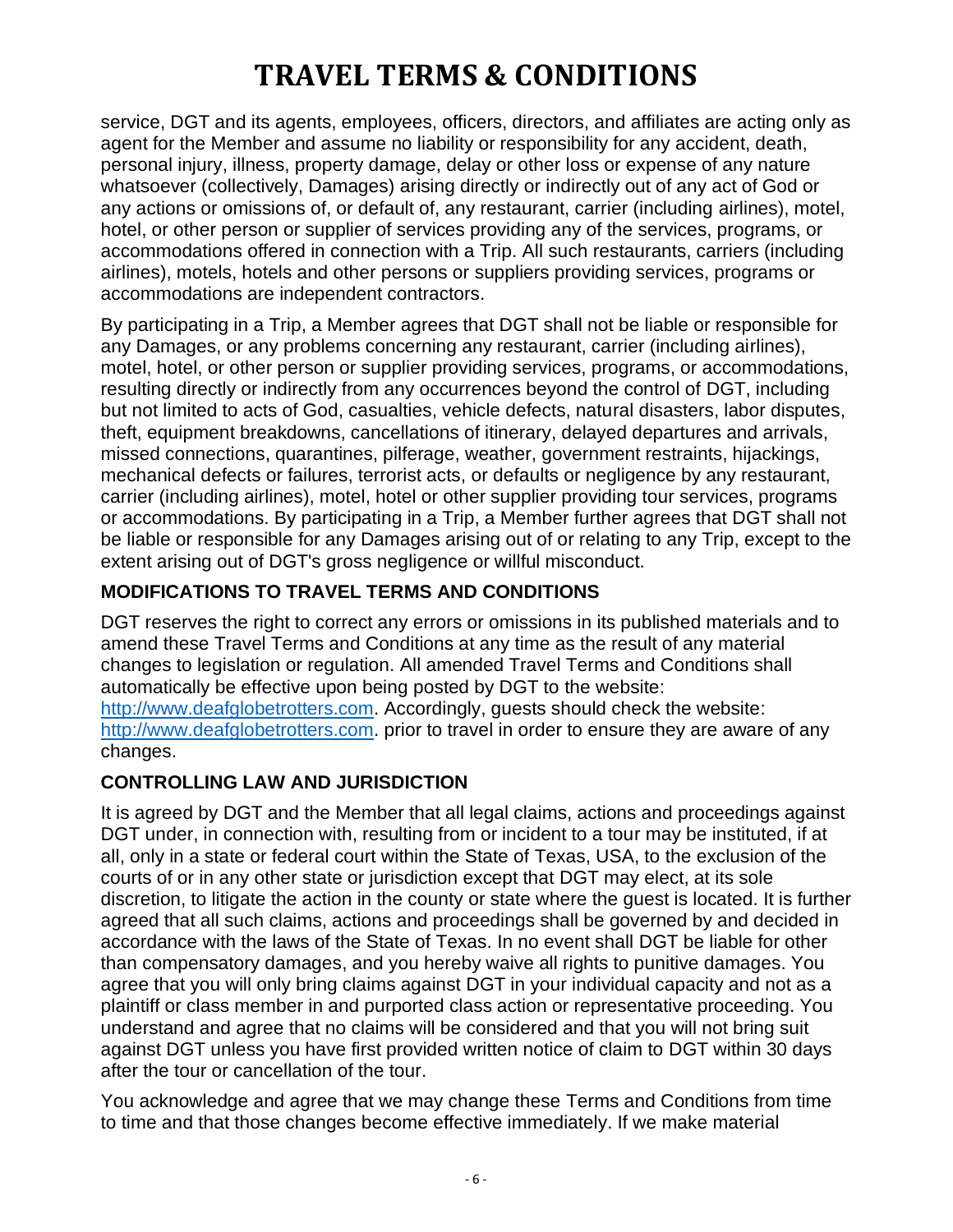service, DGT and its agents, employees, officers, directors, and affiliates are acting only as agent for the Member and assume no liability or responsibility for any accident, death, personal injury, illness, property damage, delay or other loss or expense of any nature whatsoever (collectively, Damages) arising directly or indirectly out of any act of God or any actions or omissions of, or default of, any restaurant, carrier (including airlines), motel, hotel, or other person or supplier of services providing any of the services, programs, or accommodations offered in connection with a Trip. All such restaurants, carriers (including airlines), motels, hotels and other persons or suppliers providing services, programs or accommodations are independent contractors.

By participating in a Trip, a Member agrees that DGT shall not be liable or responsible for any Damages, or any problems concerning any restaurant, carrier (including airlines), motel, hotel, or other person or supplier providing services, programs, or accommodations, resulting directly or indirectly from any occurrences beyond the control of DGT, including but not limited to acts of God, casualties, vehicle defects, natural disasters, labor disputes, theft, equipment breakdowns, cancellations of itinerary, delayed departures and arrivals, missed connections, quarantines, pilferage, weather, government restraints, hijackings, mechanical defects or failures, terrorist acts, or defaults or negligence by any restaurant, carrier (including airlines), motel, hotel or other supplier providing tour services, programs or accommodations. By participating in a Trip, a Member further agrees that DGT shall not be liable or responsible for any Damages arising out of or relating to any Trip, except to the extent arising out of DGT's gross negligence or willful misconduct.

**MODIFICATIONS TO TRAVEL TERMS AND CONDITIONS**

DGT reserves the right to correct any errors or omissions in its published materials and to amend these Travel Terms and Conditions at any time as the result of any material changes to legislation or regulation. All amended Travel Terms and Conditions shall automatically be effective upon being posted by DGT to the website: [http://www.deafglobetrotters.com](http://www.deafglobetrotters.com). Accordingly, guests should check the website: [http://www.deafglobetrotters.com](http://www.deafglobetrotters.com). prior to travel in order to ensure they are aware of any changes.

**CONTROLLING LAW AND JURISDICTION**

It is agreed by DGT and the Member that all legal claims, actions and proceedings against DGT under, in connection with, resulting from or incident to a tour may be instituted, if at all, only in a state or federal court within the State of Texas, USA, to the exclusion of the courts of or in any other state or jurisdiction except that DGT may elect, at its sole discretion, to litigate the action in the county or state where the guest is located. It is further agreed that all such claims, actions and proceedings shall be governed by and decided in accordance with the laws of the State of Texas. In no event shall DGT be liable for other than compensatory damages, and you hereby waive all rights to punitive damages. You agree that you will only bring claims against DGT in your individual capacity and not as a plaintiff or class member in and purported class action or representative proceeding. You understand and agree that no claims will be considered and that you will not bring suit against DGT unless you have first provided written notice of claim to DGT within 30 days after the tour or cancellation of the tour.

You acknowledge and agree that we may change these Terms and Conditions from time to time and that those changes become effective immediately. If we make material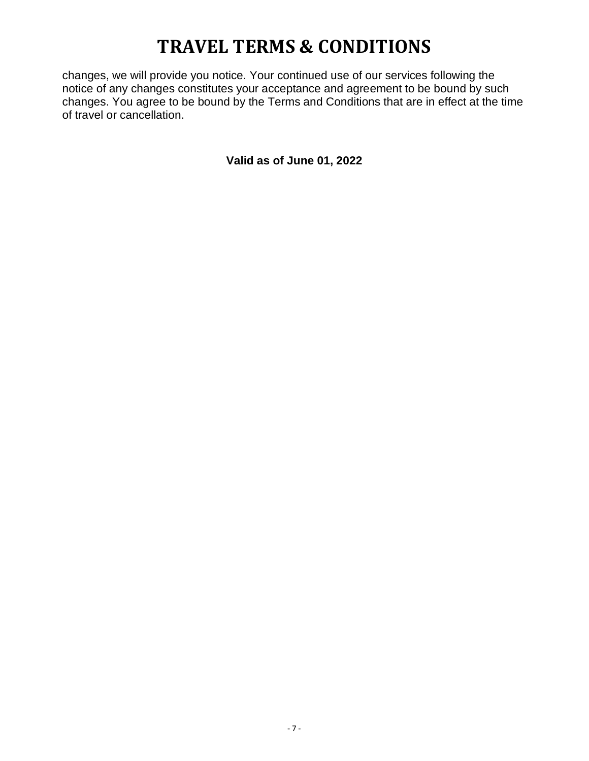# TRAVEL TERMS & CONDITIONS

changes, we will provide you notice. Your continued use of our services following the notice of any changes constitutes your acceptance and agreement to be bound by such changes. You agree to be bound by the Terms and Conditions that are in effect at the time of travel or cancellation.

**Valid as of June 01, 2022**